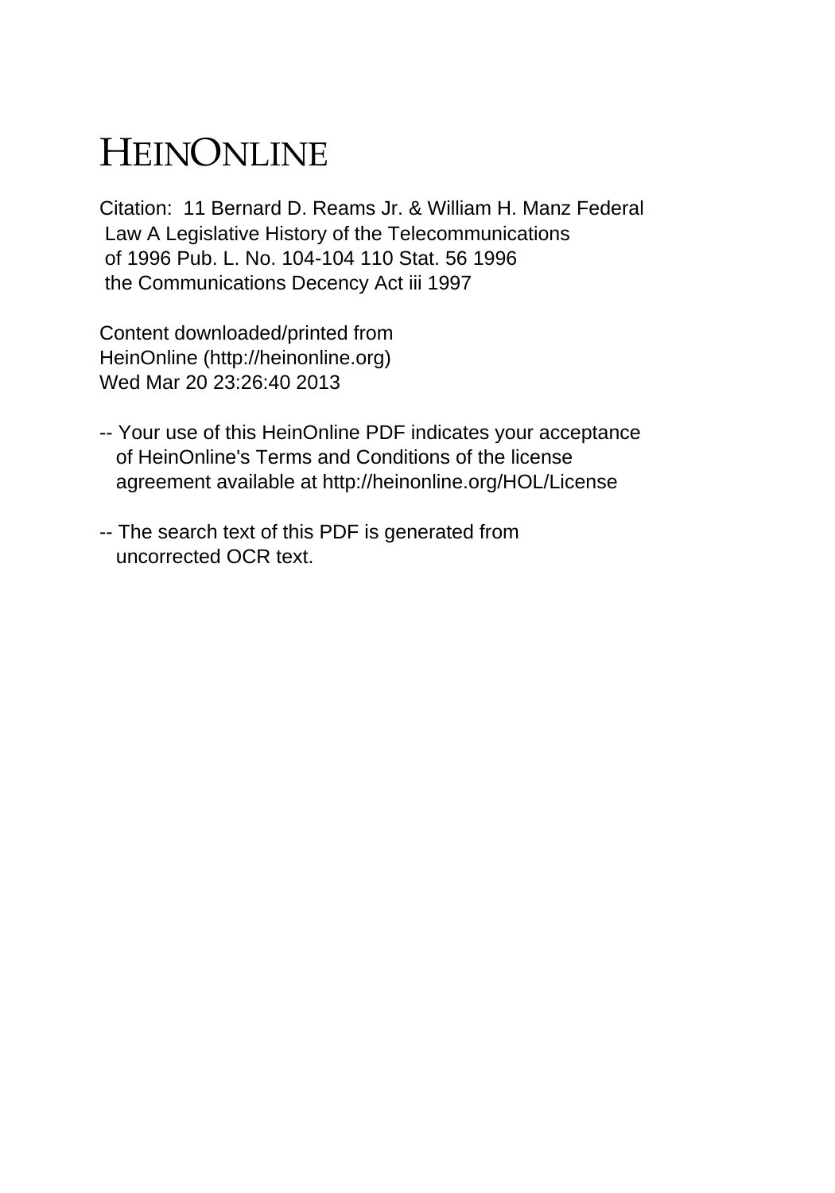# HEINONLINE

Citation: 11 Bernard D. Reams Jr. & William H. Manz Federal Law A Legislative History of the Telecommunications of 1996 Pub. L. No. 104-104 110 Stat. 56 1996 the Communications Decency Act iii 1997

Content downloaded/printed from HeinOnline (http://heinonline.org) Wed Mar 20 23:26:40 2013

-- Your use of this HeinOnline PDF indicates your acceptance of HeinOnline's Terms and Conditions of the license agreement available at http://heinonline.org/HOL/License

-- The search text of this PDF is generated from uncorrected OCR text.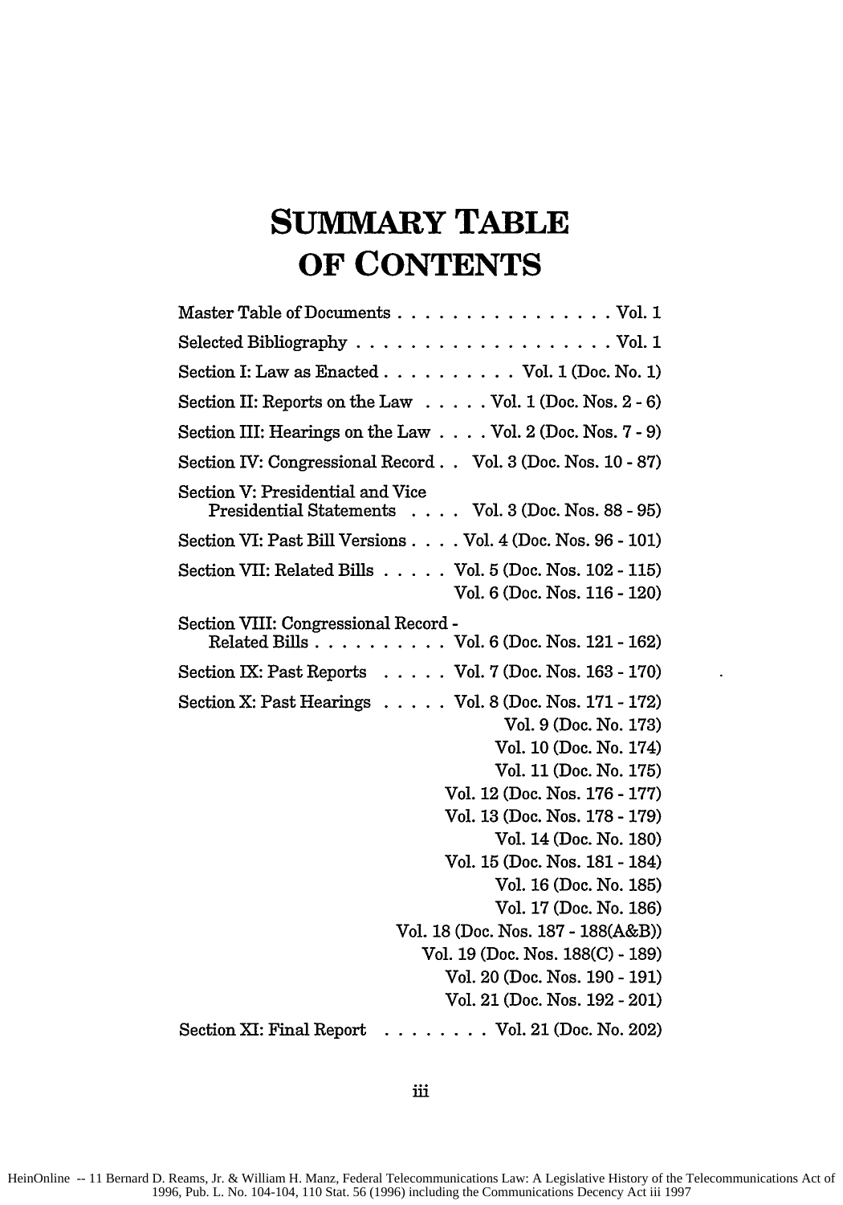# SUMMARY TABLE OF CONTENTS

| | |
|---|---|
| Master Table of Documents | Vol. 1 |
| Selected Bibliography | Vol. 1 |
| Section I: Law as Enacted | Vol. 1 (Doc. No. 1) |
| Section II: Reports on the Law | Vol. 1 (Doc. Nos. 2 - 6) |
| Section III: Hearings on the Law | Vol. 2 (Doc. Nos. 7 - 9) |
| Section IV: Congressional Record | Vol. 3 (Doc. Nos. 10 - 87) |
| Section V: Presidential and Vice Presidential Statements | Vol. 3 (Doc. Nos. 88 - 95) |
| Section VI: Past Bill Versions | Vol. 4 (Doc. Nos. 96 - 101) |
| Section VII: Related Bills | Vol. 5 (Doc. Nos. 102 - 115) |
| | Vol. 6 (Doc. Nos. 116 - 120) |
| Section VIII: Congressional Record - Related Bills | Vol. 6 (Doc. Nos. 121 - 162) |
| Section IX: Past Reports | Vol. 7 (Doc. Nos. 163 - 170) |
| Section X: Past Hearings | Vol. 8 (Doc. Nos. 171 - 172) |
| | Vol. 9 (Doc. No. 173) |
| | Vol. 10 (Doc. No. 174) |
| | Vol. 11 (Doc. No. 175) |
| | Vol. 12 (Doc. Nos. 176 - 177) |
| | Vol. 13 (Doc. Nos. 178 - 179) |
| | Vol. 14 (Doc. No. 180) |
| | Vol. 15 (Doc. Nos. 181 - 184) |
| | Vol. 16 (Doc. No. 185) |
| | Vol. 17 (Doc. No. 186) |
| | Vol. 18 (Doc. Nos. 187 - 188(A&B)) |
| | Vol. 19 (Doc. Nos. 188(C) - 189) |
| | Vol. 20 (Doc. Nos. 190 - 191) |
| | Vol. 21 (Doc. Nos. 192 - 201) |
| Section XI: Final Report | Vol. 21 (Doc. No. 202) |